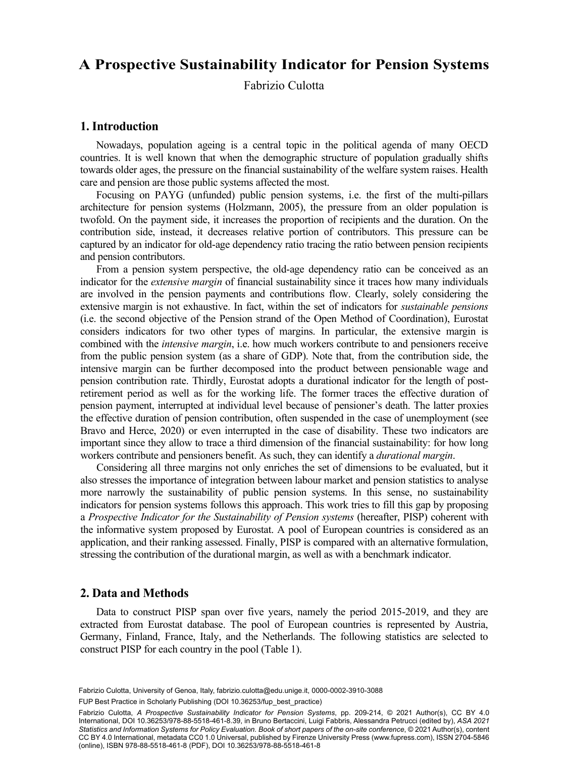# A Prospective Sustainability Indicator for Pension Systems

Fabrizio Culotta

## 1. Introduction

Nowadays, population ageing is a central topic in the political agenda of many OECD countries. It is well known that when the demographic structure of population gradually shifts towards older ages, the pressure on the financial sustainability of the welfare system raises. Health care and pension are those public systems affected the most.

Focusing on PAYG (unfunded) public pension systems, i.e. the first of the multi-pillars architecture for pension systems (Holzmann, 2005), the pressure from an older population is twofold. On the payment side, it increases the proportion of recipients and the duration. On the contribution side, instead, it decreases relative portion of contributors. This pressure can be captured by an indicator for old-age dependency ratio tracing the ratio between pension recipients and pension contributors.

From a pension system perspective, the old-age dependency ratio can be conceived as an indicator for the *extensive margin* of financial sustainability since it traces how many individuals are involved in the pension payments and contributions flow. Clearly, solely considering the extensive margin is not exhaustive. In fact, within the set of indicators for *sustainable pensions* (i.e. the second objective of the Pension strand of the Open Method of Coordination), Eurostat considers indicators for two other types of margins. In particular, the extensive margin is combined with the *intensive margin*, i.e. how much workers contribute to and pensioners receive from the public pension system (as a share of GDP). Note that, from the contribution side, the intensive margin can be further decomposed into the product between pensionable wage and pension contribution rate. Thirdly, Eurostat adopts a durational indicator for the length of post-retirement period as well as for the working life. The former traces the effective duration of pension payment, interrupted at individual level because of pensioner's death. The latter proxies the effective duration of pension contribution, often suspended in the case of unemployment (see Bravo and Herce, 2020) or even interrupted in the case of disability. These two indicators are important since they allow to trace a third dimension of the financial sustainability: for how long workers contribute and pensioners benefit. As such, they can identify a *durational margin*.

Considering all three margins not only enriches the set of dimensions to be evaluated, but it also stresses the importance of integration between labour market and pension statistics to analyse more narrowly the sustainability of public pension systems. In this sense, no sustainability indicators for pension systems follows this approach. This work tries to fill this gap by proposing a *Prospective Indicator for the Sustainability of Pension systems* (hereafter, PISP) coherent with the informative system proposed by Eurostat. A pool of European countries is considered as an application, and their ranking assessed. Finally, PISP is compared with an alternative formulation, stressing the contribution of the durational margin, as well as with a benchmark indicator.

## 2. Data and Methods

Data to construct PISP span over five years, namely the period 2015-2019, and they are extracted from Eurostat database. The pool of European countries is represented by Austria, Germany, Finland, France, Italy, and the Netherlands. The following statistics are selected to construct PISP for each country in the pool (Table 1).

Fabrizio Culotta, University of Genoa, Italy, fabrizio.culotta@edu.unige.it, 0000-0002-3910-3088

FUP Best Practice in Scholarly Publishing (DOI 10.36253/fup_best_practice)

Fabrizio Culotta, *A Prospective Sustainability Indicator for Pension Systems*, pp. 209-214, © 2021 Author(s), CC BY 4.0 International, DOI 10.36253/978-88-5518-461-8.39, in Bruno Bertaccini, Luigi Fabbris, Alessandra Petrucci (edited by), *ASA 2021 Statistics and Information Systems for Policy Evaluation. Book of short papers of the on-site conference*, © 2021 Author(s), content CC BY 4.0 International, metadata CC0 1.0 Universal, published by Firenze University Press (www.fupress.com), ISSN 2704-5846 (online), ISBN 978-88-5518-461-8 (PDF), DOI 10.36253/978-88-5518-461-8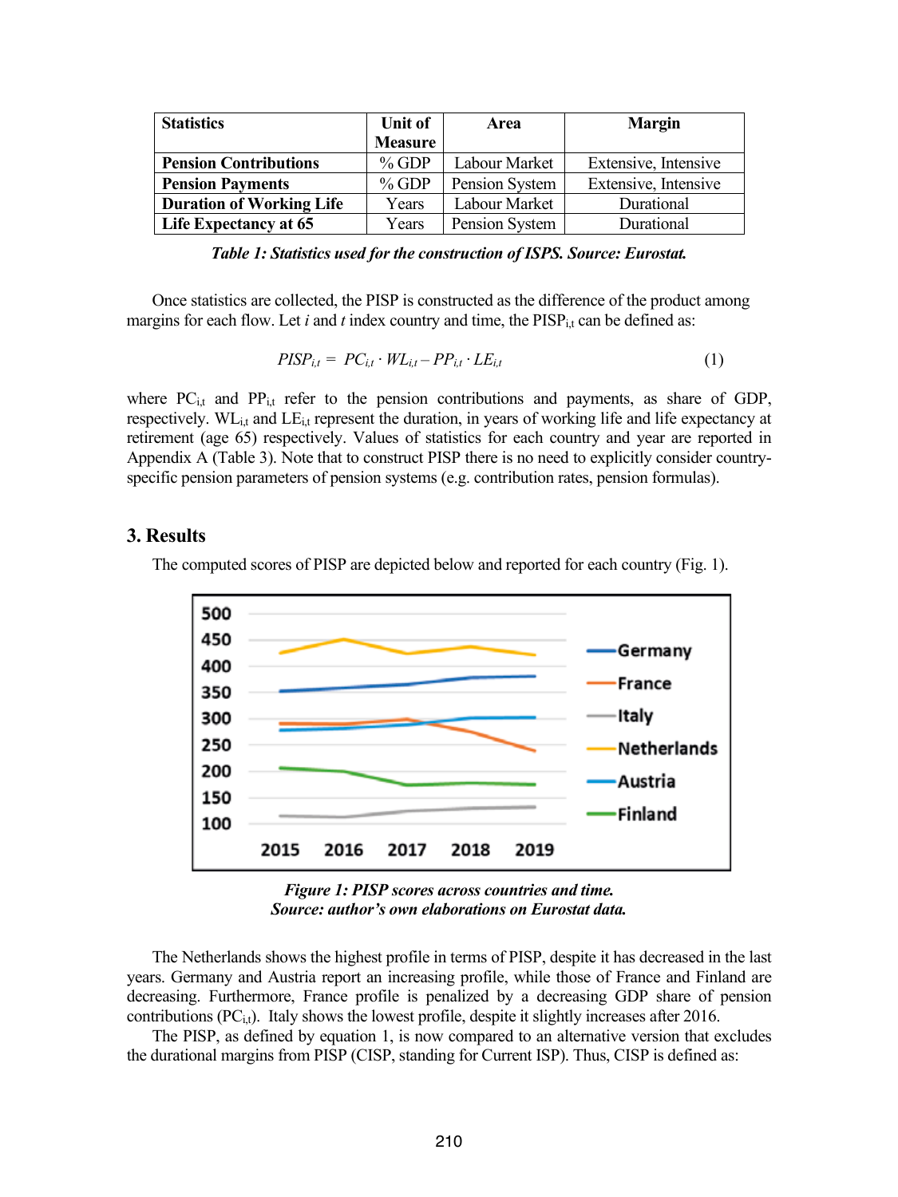| Statistics | Unit of Measure | Area | Margin |
|---|---|---|---|
| **Pension Contributions** | % GDP | Labour Market | Extensive, Intensive |
| **Pension Payments** | % GDP | Pension System | Extensive, Intensive |
| **Duration of Working Life** | Years | Labour Market | Durational |
| **Life Expectancy at 65** | Years | Pension System | Durational |

***Table 1: Statistics used for the construction of ISPS. Source: Eurostat.***

Once statistics are collected, the PISP is constructed as the difference of the product among margins for each flow. Let *i* and *t* index country and time, the $PISP_{i,t}$ can be defined as:

$$PISP_{i,t} = PC_{i,t} \cdot WL_{i,t} - PP_{i,t} \cdot LE_{i,t} \qquad (1)$$

where $PC_{i,t}$ and $PP_{i,t}$ refer to the pension contributions and payments, as share of GDP, respectively. $WL_{i,t}$ and $LE_{i,t}$ represent the duration, in years of working life and life expectancy at retirement (age 65) respectively. Values of statistics for each country and year are reported in Appendix A (Table 3). Note that to construct PISP there is no need to explicitly consider country-specific pension parameters of pension systems (e.g. contribution rates, pension formulas).

## 3. Results

The computed scores of PISP are depicted below and reported for each country (Fig. 1).

***Figure 1: PISP scores across countries and time.***
***Source: author's own elaborations on Eurostat data.***

The Netherlands shows the highest profile in terms of PISP, despite it has decreased in the last years. Germany and Austria report an increasing profile, while those of France and Finland are decreasing. Furthermore, France profile is penalized by a decreasing GDP share of pension contributions ($PC_{i,t}$). Italy shows the lowest profile, despite it slightly increases after 2016.

The PISP, as defined by equation 1, is now compared to an alternative version that excludes the durational margins from PISP (CISP, standing for Current ISP). Thus, CISP is defined as: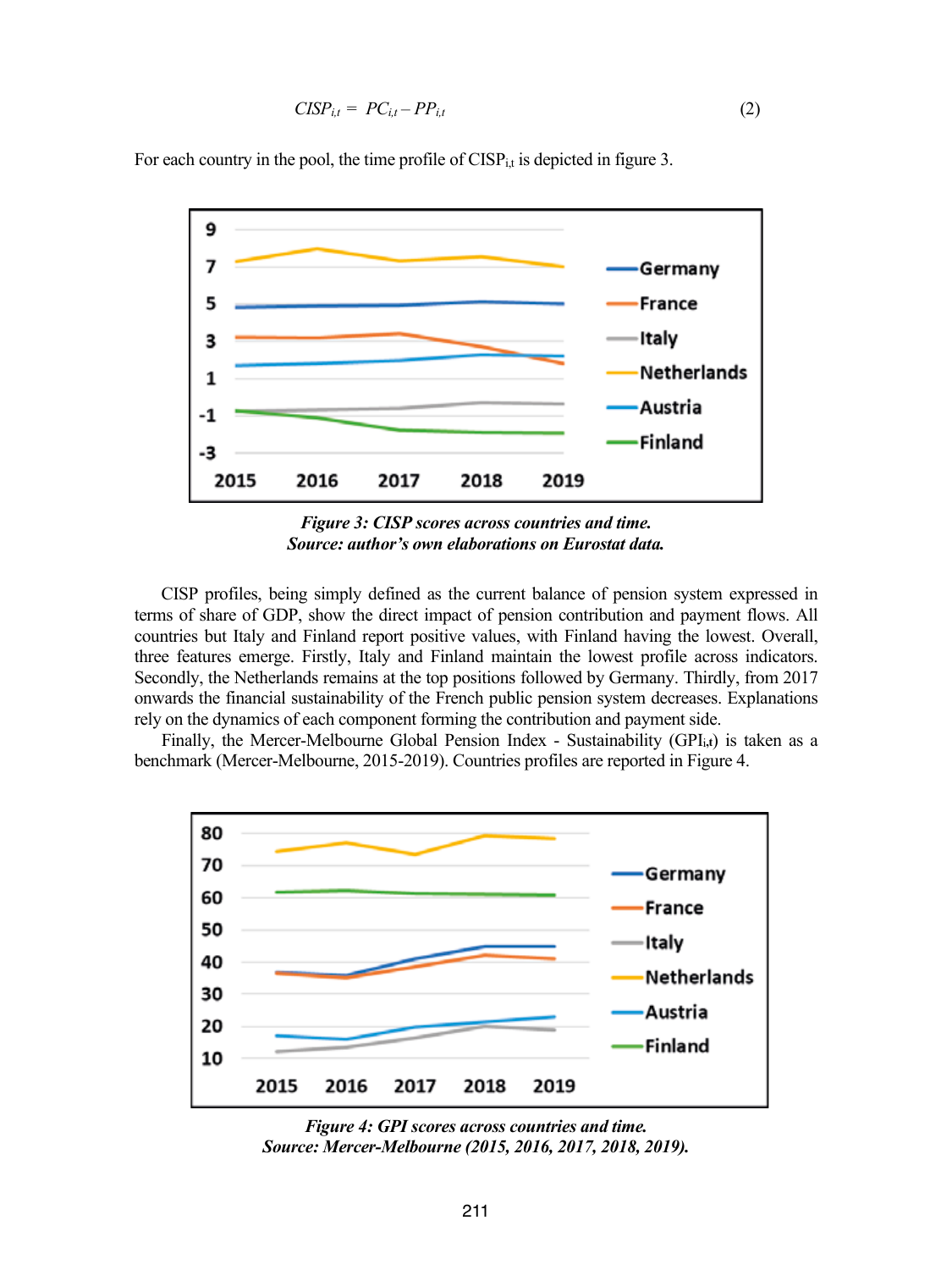$$CISP_{i,t} = PC_{i,t} - PP_{i,t} \tag{2}$$

For each country in the pool, the time profile of $CISP_{i,t}$ is depicted in figure 3.

*Figure 3: CISP scores across countries and time.*
*Source: author's own elaborations on Eurostat data.*

CISP profiles, being simply defined as the current balance of pension system expressed in terms of share of GDP, show the direct impact of pension contribution and payment flows. All countries but Italy and Finland report positive values, with Finland having the lowest. Overall, three features emerge. Firstly, Italy and Finland maintain the lowest profile across indicators. Secondly, the Netherlands remains at the top positions followed by Germany. Thirdly, from 2017 onwards the financial sustainability of the French public pension system decreases. Explanations rely on the dynamics of each component forming the contribution and payment side.

Finally, the Mercer-Melbourne Global Pension Index - Sustainability ($GPI_{i,t}$) is taken as a benchmark (Mercer-Melbourne, 2015-2019). Countries profiles are reported in Figure 4.

*Figure 4: GPI scores across countries and time.*
*Source: Mercer-Melbourne (2015, 2016, 2017, 2018, 2019).*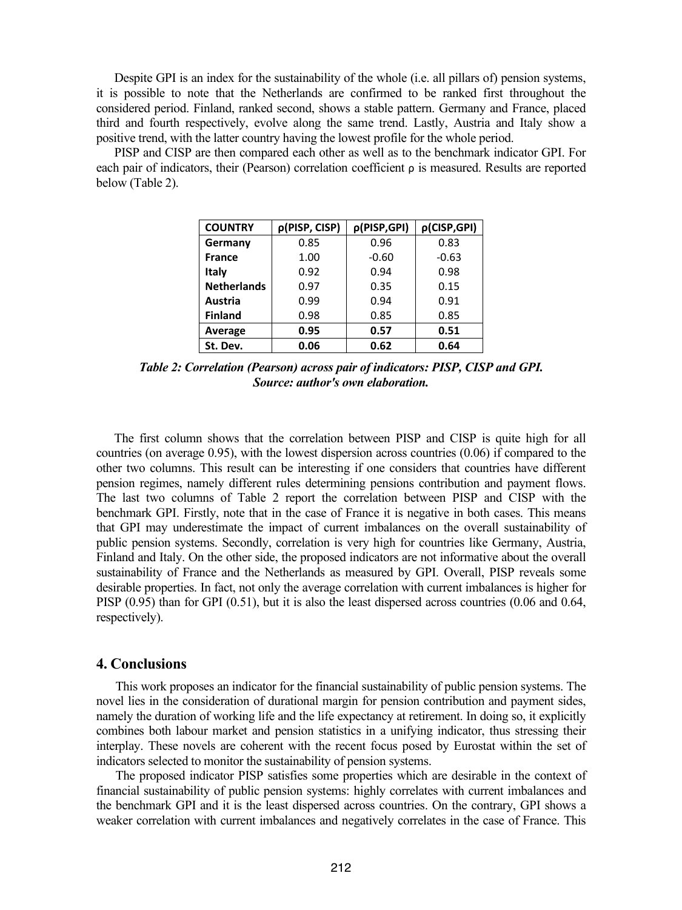Despite GPI is an index for the sustainability of the whole (i.e. all pillars of) pension systems, it is possible to note that the Netherlands are confirmed to be ranked first throughout the considered period. Finland, ranked second, shows a stable pattern. Germany and France, placed third and fourth respectively, evolve along the same trend. Lastly, Austria and Italy show a positive trend, with the latter country having the lowest profile for the whole period.

PISP and CISP are then compared each other as well as to the benchmark indicator GPI. For each pair of indicators, their (Pearson) correlation coefficient ρ is measured. Results are reported below (Table 2).

| COUNTRY | ρ(PISP, CISP) | ρ(PISP,GPI) | ρ(CISP,GPI) |
|---|---|---|---|
| **Germany** | 0.85 | 0.96 | 0.83 |
| **France** | 1.00 | -0.60 | -0.63 |
| **Italy** | 0.92 | 0.94 | 0.98 |
| **Netherlands** | 0.97 | 0.35 | 0.15 |
| **Austria** | 0.99 | 0.94 | 0.91 |
| **Finland** | 0.98 | 0.85 | 0.85 |
| **Average** | **0.95** | **0.57** | **0.51** |
| **St. Dev.** | **0.06** | **0.62** | **0.64** |

***Table 2: Correlation (Pearson) across pair of indicators: PISP, CISP and GPI. Source: author's own elaboration.***

The first column shows that the correlation between PISP and CISP is quite high for all countries (on average 0.95), with the lowest dispersion across countries (0.06) if compared to the other two columns. This result can be interesting if one considers that countries have different pension regimes, namely different rules determining pensions contribution and payment flows. The last two columns of Table 2 report the correlation between PISP and CISP with the benchmark GPI. Firstly, note that in the case of France it is negative in both cases. This means that GPI may underestimate the impact of current imbalances on the overall sustainability of public pension systems. Secondly, correlation is very high for countries like Germany, Austria, Finland and Italy. On the other side, the proposed indicators are not informative about the overall sustainability of France and the Netherlands as measured by GPI. Overall, PISP reveals some desirable properties. In fact, not only the average correlation with current imbalances is higher for PISP (0.95) than for GPI (0.51), but it is also the least dispersed across countries (0.06 and 0.64, respectively).

## 4. Conclusions

This work proposes an indicator for the financial sustainability of public pension systems. The novel lies in the consideration of durational margin for pension contribution and payment sides, namely the duration of working life and the life expectancy at retirement. In doing so, it explicitly combines both labour market and pension statistics in a unifying indicator, thus stressing their interplay. These novels are coherent with the recent focus posed by Eurostat within the set of indicators selected to monitor the sustainability of pension systems.

The proposed indicator PISP satisfies some properties which are desirable in the context of financial sustainability of public pension systems: highly correlates with current imbalances and the benchmark GPI and it is the least dispersed across countries. On the contrary, GPI shows a weaker correlation with current imbalances and negatively correlates in the case of France. This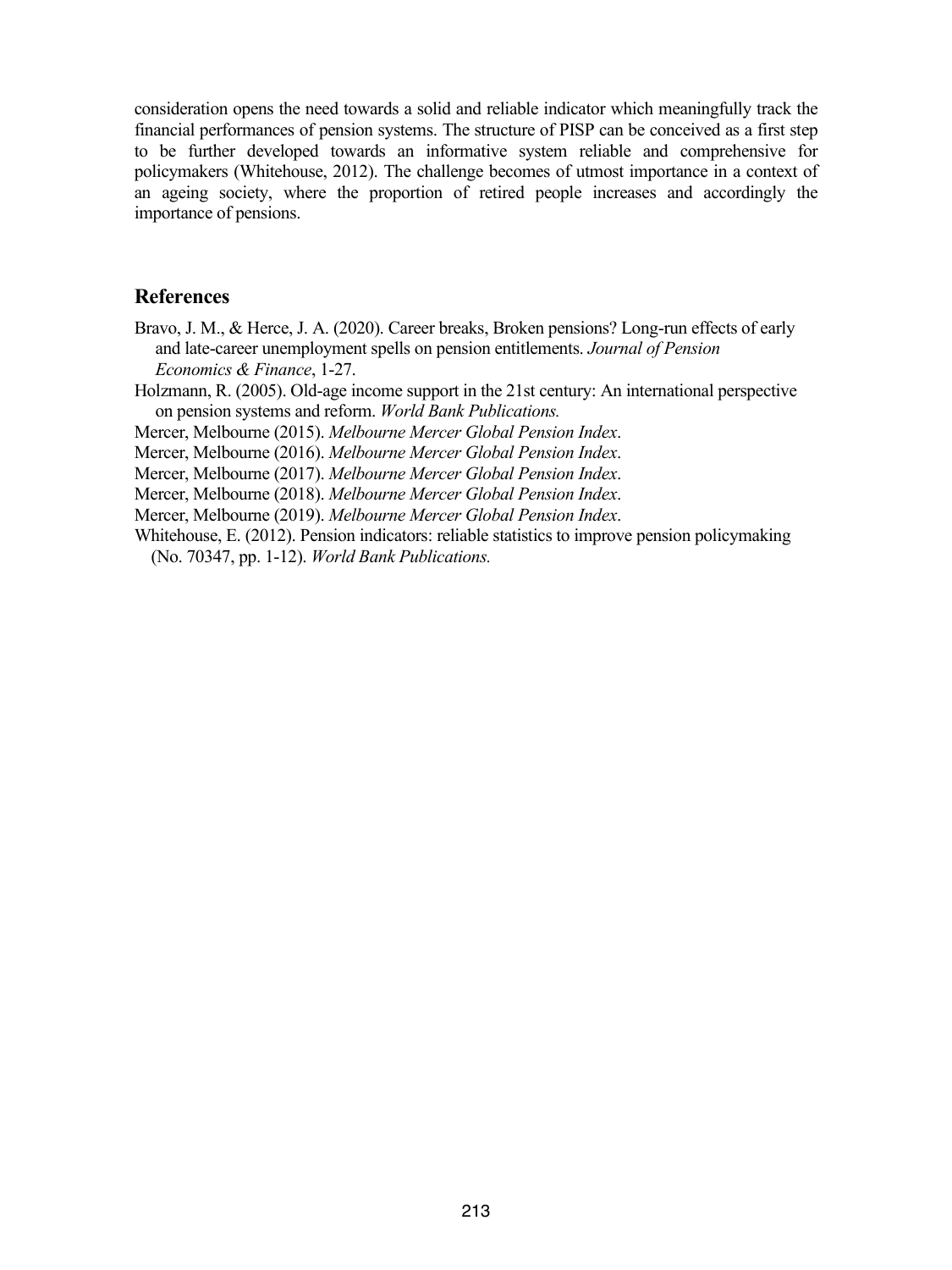consideration opens the need towards a solid and reliable indicator which meaningfully track the financial performances of pension systems. The structure of PISP can be conceived as a first step to be further developed towards an informative system reliable and comprehensive for policymakers (Whitehouse, 2012). The challenge becomes of utmost importance in a context of an ageing society, where the proportion of retired people increases and accordingly the importance of pensions.

## References

Bravo, J. M., & Herce, J. A. (2020). Career breaks, Broken pensions? Long-run effects of early and late-career unemployment spells on pension entitlements. *Journal of Pension Economics & Finance*, 1-27.

Holzmann, R. (2005). Old-age income support in the 21st century: An international perspective on pension systems and reform. *World Bank Publications.*

Mercer, Melbourne (2015). *Melbourne Mercer Global Pension Index*.

Mercer, Melbourne (2016). *Melbourne Mercer Global Pension Index*.

Mercer, Melbourne (2017). *Melbourne Mercer Global Pension Index*.

Mercer, Melbourne (2018). *Melbourne Mercer Global Pension Index*.

Mercer, Melbourne (2019). *Melbourne Mercer Global Pension Index*.

Whitehouse, E. (2012). Pension indicators: reliable statistics to improve pension policymaking (No. 70347, pp. 1-12). *World Bank Publications.*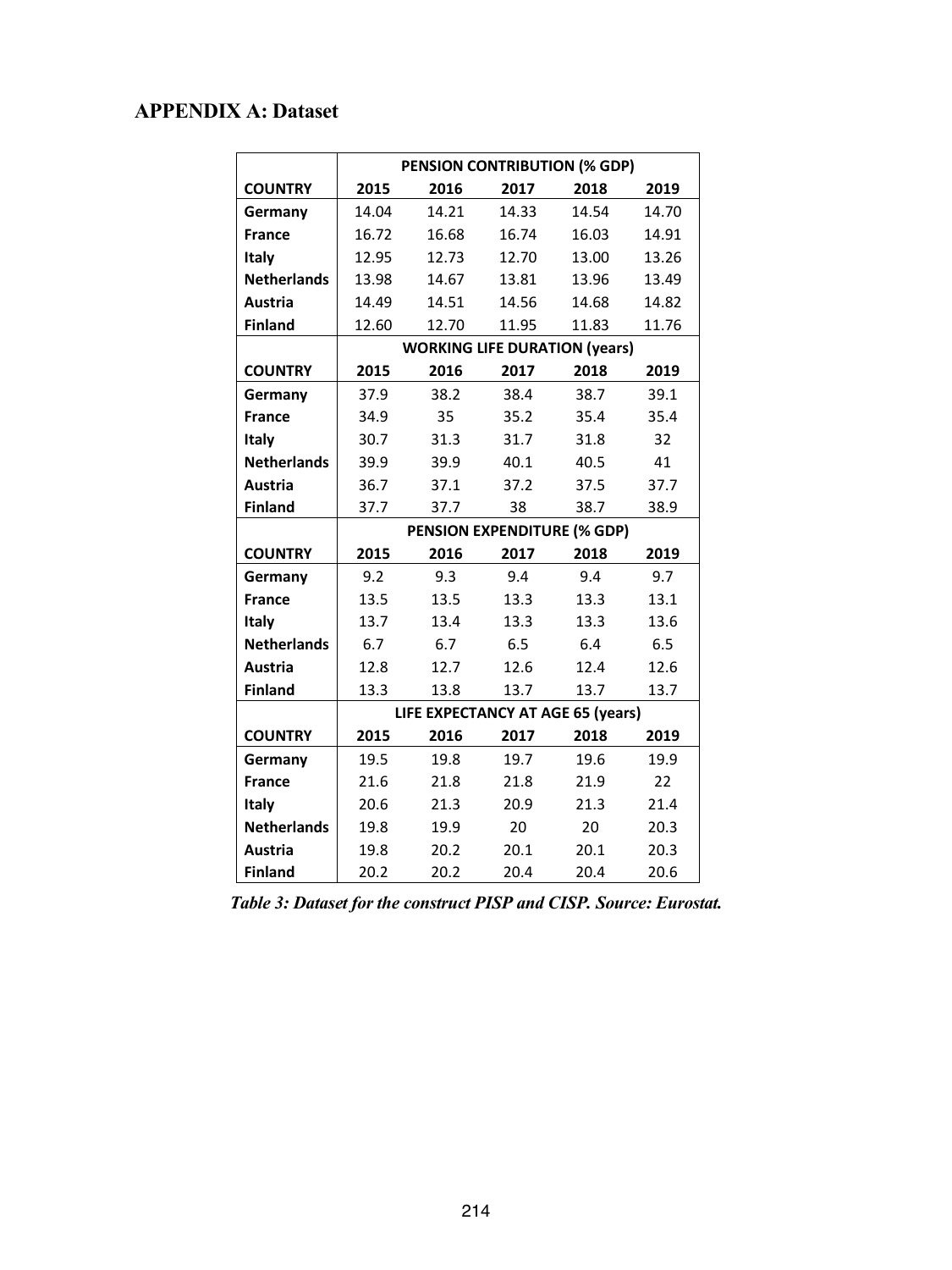## APPENDIX A: Dataset

| | PENSION CONTRIBUTION (% GDP) | | | | |
|---|---|---|---|---|---|
| **COUNTRY** | **2015** | **2016** | **2017** | **2018** | **2019** |
| **Germany** | 14.04 | 14.21 | 14.33 | 14.54 | 14.70 |
| **France** | 16.72 | 16.68 | 16.74 | 16.03 | 14.91 |
| **Italy** | 12.95 | 12.73 | 12.70 | 13.00 | 13.26 |
| **Netherlands** | 13.98 | 14.67 | 13.81 | 13.96 | 13.49 |
| **Austria** | 14.49 | 14.51 | 14.56 | 14.68 | 14.82 |
| **Finland** | 12.60 | 12.70 | 11.95 | 11.83 | 11.76 |
| | **WORKING LIFE DURATION (years)** | | | | |
| **COUNTRY** | **2015** | **2016** | **2017** | **2018** | **2019** |
| **Germany** | 37.9 | 38.2 | 38.4 | 38.7 | 39.1 |
| **France** | 34.9 | 35 | 35.2 | 35.4 | 35.4 |
| **Italy** | 30.7 | 31.3 | 31.7 | 31.8 | 32 |
| **Netherlands** | 39.9 | 39.9 | 40.1 | 40.5 | 41 |
| **Austria** | 36.7 | 37.1 | 37.2 | 37.5 | 37.7 |
| **Finland** | 37.7 | 37.7 | 38 | 38.7 | 38.9 |
| | **PENSION EXPENDITURE (% GDP)** | | | | |
| **COUNTRY** | **2015** | **2016** | **2017** | **2018** | **2019** |
| **Germany** | 9.2 | 9.3 | 9.4 | 9.4 | 9.7 |
| **France** | 13.5 | 13.5 | 13.3 | 13.3 | 13.1 |
| **Italy** | 13.7 | 13.4 | 13.3 | 13.3 | 13.6 |
| **Netherlands** | 6.7 | 6.7 | 6.5 | 6.4 | 6.5 |
| **Austria** | 12.8 | 12.7 | 12.6 | 12.4 | 12.6 |
| **Finland** | 13.3 | 13.8 | 13.7 | 13.7 | 13.7 |
| | **LIFE EXPECTANCY AT AGE 65 (years)** | | | | |
| **COUNTRY** | **2015** | **2016** | **2017** | **2018** | **2019** |
| **Germany** | 19.5 | 19.8 | 19.7 | 19.6 | 19.9 |
| **France** | 21.6 | 21.8 | 21.8 | 21.9 | 22 |
| **Italy** | 20.6 | 21.3 | 20.9 | 21.3 | 21.4 |
| **Netherlands** | 19.8 | 19.9 | 20 | 20 | 20.3 |
| **Austria** | 19.8 | 20.2 | 20.1 | 20.1 | 20.3 |
| **Finland** | 20.2 | 20.2 | 20.4 | 20.4 | 20.6 |

*Table 3: Dataset for the construct PISP and CISP. Source: Eurostat.*